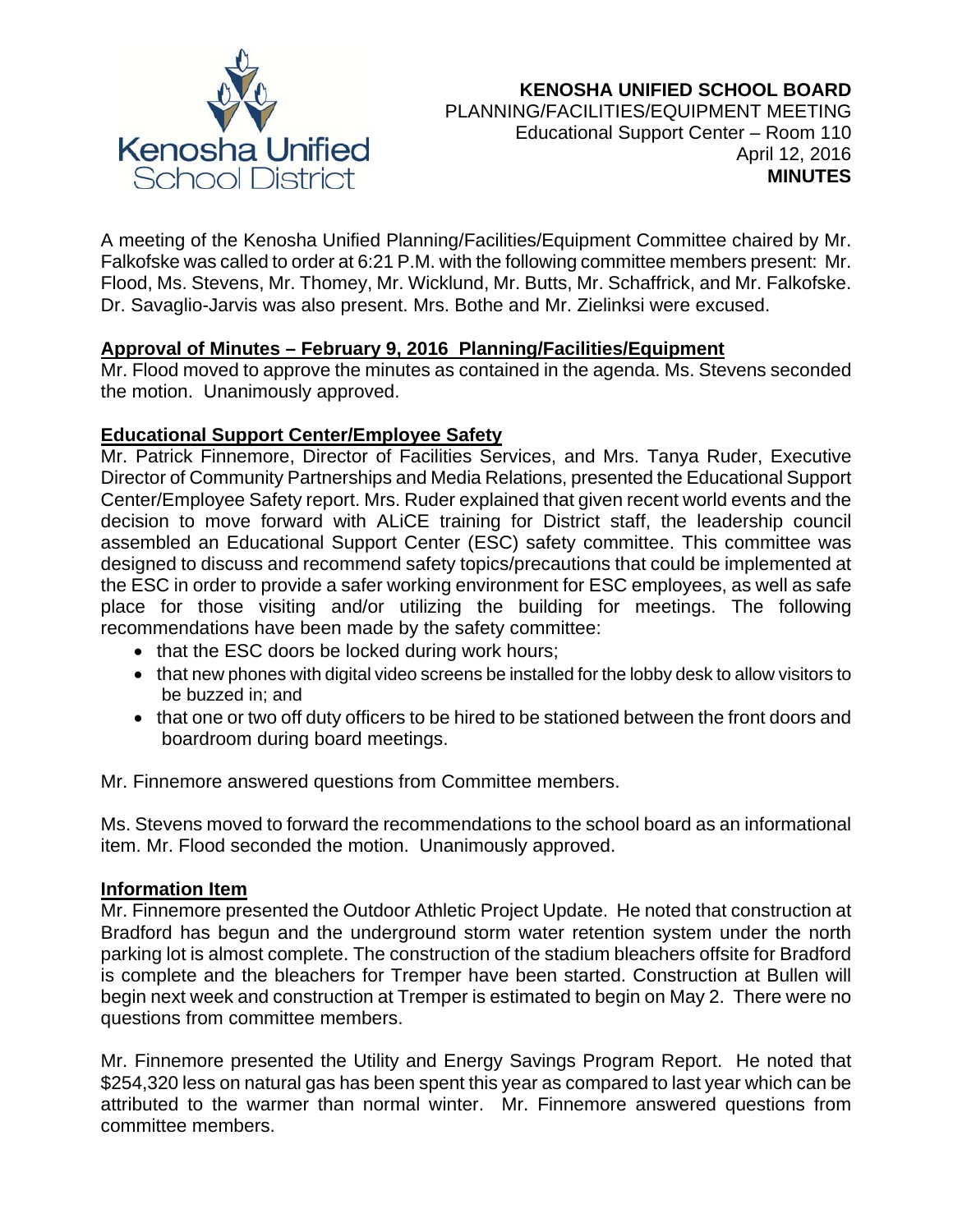**KENOSHA UNIFIED SCHOOL BOARD**
PLANNING/FACILITIES/EQUIPMENT MEETING
Educational Support Center – Room 110
April 12, 2016
**MINUTES**

A meeting of the Kenosha Unified Planning/Facilities/Equipment Committee chaired by Mr. Falkofske was called to order at 6:21 P.M. with the following committee members present: Mr. Flood, Ms. Stevens, Mr. Thomey, Mr. Wicklund, Mr. Butts, Mr. Schaffrick, and Mr. Falkofske. Dr. Savaglio-Jarvis was also present. Mrs. Bothe and Mr. Zielinksi were excused.

**Approval of Minutes – February 9, 2016 Planning/Facilities/Equipment**

Mr. Flood moved to approve the minutes as contained in the agenda. Ms. Stevens seconded the motion. Unanimously approved.

**Educational Support Center/Employee Safety**

Mr. Patrick Finnemore, Director of Facilities Services, and Mrs. Tanya Ruder, Executive Director of Community Partnerships and Media Relations, presented the Educational Support Center/Employee Safety report. Mrs. Ruder explained that given recent world events and the decision to move forward with ALiCE training for District staff, the leadership council assembled an Educational Support Center (ESC) safety committee. This committee was designed to discuss and recommend safety topics/precautions that could be implemented at the ESC in order to provide a safer working environment for ESC employees, as well as safe place for those visiting and/or utilizing the building for meetings. The following recommendations have been made by the safety committee:

- that the ESC doors be locked during work hours;
- that new phones with digital video screens be installed for the lobby desk to allow visitors to be buzzed in; and
- that one or two off duty officers to be hired to be stationed between the front doors and boardroom during board meetings.

Mr. Finnemore answered questions from Committee members.

Ms. Stevens moved to forward the recommendations to the school board as an informational item. Mr. Flood seconded the motion. Unanimously approved.

**Information Item**

Mr. Finnemore presented the Outdoor Athletic Project Update. He noted that construction at Bradford has begun and the underground storm water retention system under the north parking lot is almost complete. The construction of the stadium bleachers offsite for Bradford is complete and the bleachers for Tremper have been started. Construction at Bullen will begin next week and construction at Tremper is estimated to begin on May 2. There were no questions from committee members.

Mr. Finnemore presented the Utility and Energy Savings Program Report. He noted that $254,320 less on natural gas has been spent this year as compared to last year which can be attributed to the warmer than normal winter. Mr. Finnemore answered questions from committee members.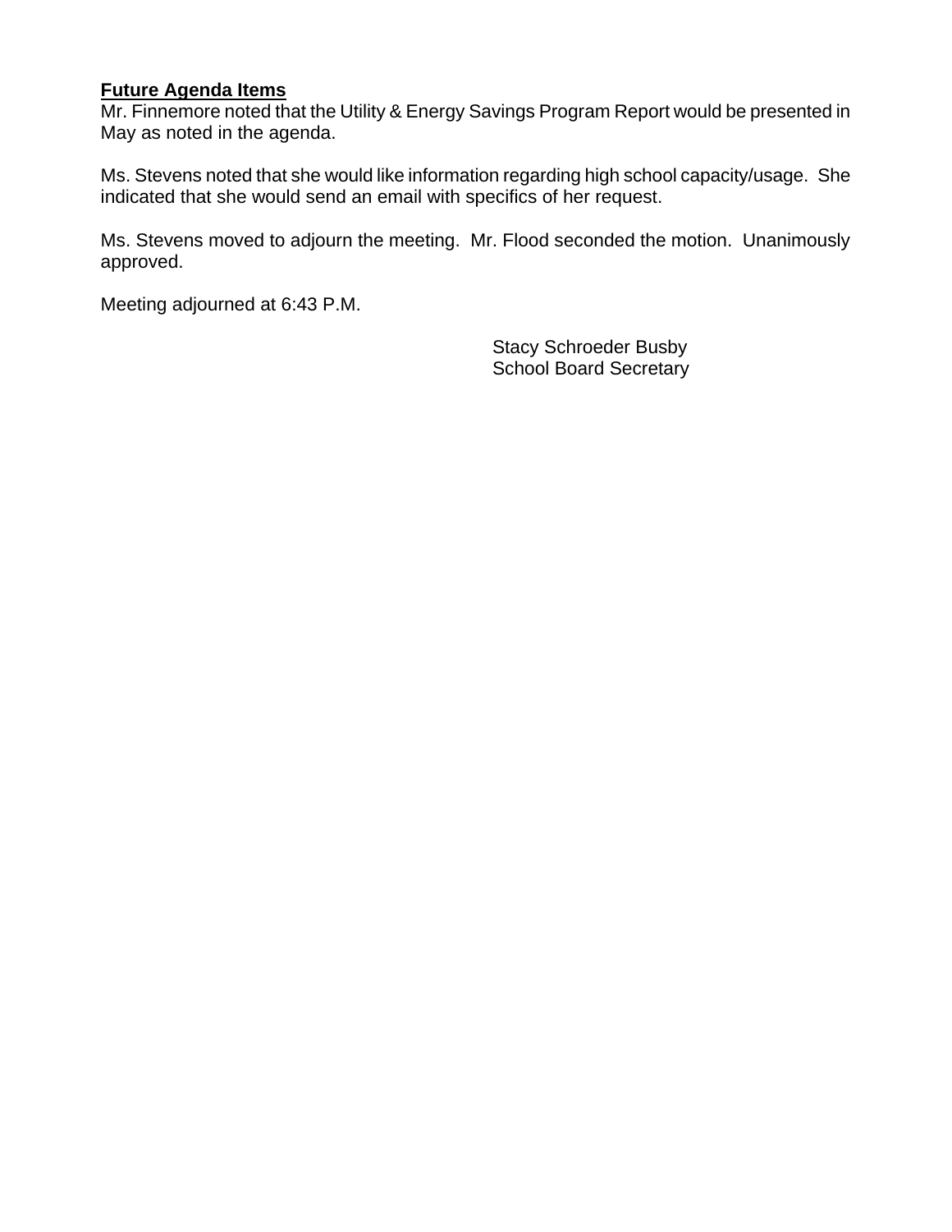**Future Agenda Items**

Mr. Finnemore noted that the Utility & Energy Savings Program Report would be presented in May as noted in the agenda.

Ms. Stevens noted that she would like information regarding high school capacity/usage. She indicated that she would send an email with specifics of her request.

Ms. Stevens moved to adjourn the meeting. Mr. Flood seconded the motion. Unanimously approved.

Meeting adjourned at 6:43 P.M.

Stacy Schroeder Busby
School Board Secretary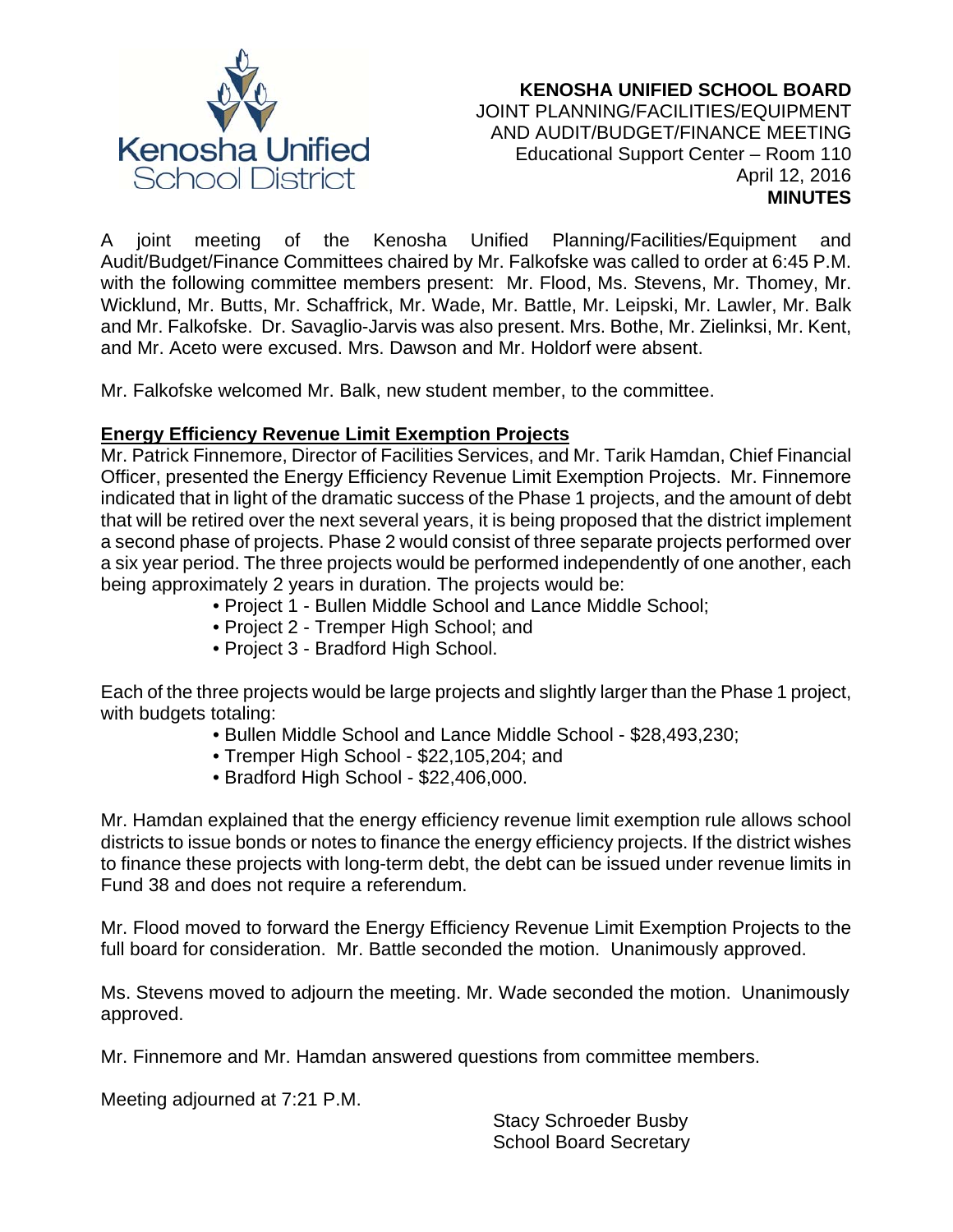# KENOSHA UNIFIED SCHOOL BOARD

JOINT PLANNING/FACILITIES/EQUIPMENT AND AUDIT/BUDGET/FINANCE MEETING
Educational Support Center – Room 110
April 12, 2016
**MINUTES**

A joint meeting of the Kenosha Unified Planning/Facilities/Equipment and Audit/Budget/Finance Committees chaired by Mr. Falkofske was called to order at 6:45 P.M. with the following committee members present: Mr. Flood, Ms. Stevens, Mr. Thomey, Mr. Wicklund, Mr. Butts, Mr. Schaffrick, Mr. Wade, Mr. Battle, Mr. Leipski, Mr. Lawler, Mr. Balk and Mr. Falkofske. Dr. Savaglio-Jarvis was also present. Mrs. Bothe, Mr. Zielinksi, Mr. Kent, and Mr. Aceto were excused. Mrs. Dawson and Mr. Holdorf were absent.

Mr. Falkofske welcomed Mr. Balk, new student member, to the committee.

## Energy Efficiency Revenue Limit Exemption Projects

Mr. Patrick Finnemore, Director of Facilities Services, and Mr. Tarik Hamdan, Chief Financial Officer, presented the Energy Efficiency Revenue Limit Exemption Projects. Mr. Finnemore indicated that in light of the dramatic success of the Phase 1 projects, and the amount of debt that will be retired over the next several years, it is being proposed that the district implement a second phase of projects. Phase 2 would consist of three separate projects performed over a six year period. The three projects would be performed independently of one another, each being approximately 2 years in duration. The projects would be:

- Project 1 - Bullen Middle School and Lance Middle School;
- Project 2 - Tremper High School; and
- Project 3 - Bradford High School.

Each of the three projects would be large projects and slightly larger than the Phase 1 project, with budgets totaling:

- Bullen Middle School and Lance Middle School - $28,493,230;
- Tremper High School - $22,105,204; and
- Bradford High School - $22,406,000.

Mr. Hamdan explained that the energy efficiency revenue limit exemption rule allows school districts to issue bonds or notes to finance the energy efficiency projects. If the district wishes to finance these projects with long-term debt, the debt can be issued under revenue limits in Fund 38 and does not require a referendum.

Mr. Flood moved to forward the Energy Efficiency Revenue Limit Exemption Projects to the full board for consideration. Mr. Battle seconded the motion. Unanimously approved.

Ms. Stevens moved to adjourn the meeting. Mr. Wade seconded the motion. Unanimously approved.

Mr. Finnemore and Mr. Hamdan answered questions from committee members.

Meeting adjourned at 7:21 P.M.

Stacy Schroeder Busby
School Board Secretary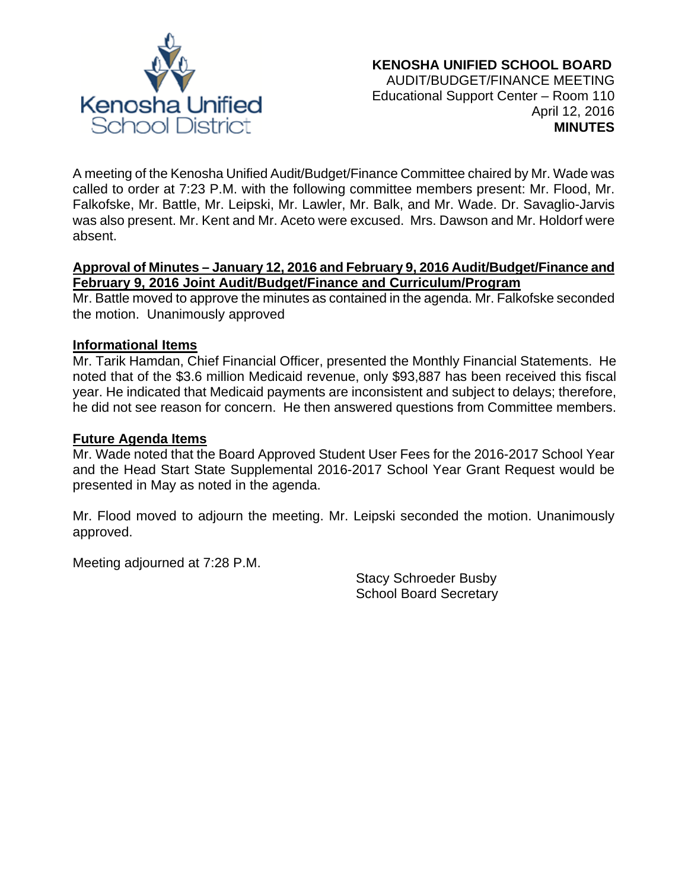**KENOSHA UNIFIED SCHOOL BOARD**
AUDIT/BUDGET/FINANCE MEETING
Educational Support Center – Room 110
April 12, 2016
**MINUTES**

A meeting of the Kenosha Unified Audit/Budget/Finance Committee chaired by Mr. Wade was called to order at 7:23 P.M. with the following committee members present: Mr. Flood, Mr. Falkofske, Mr. Battle, Mr. Leipski, Mr. Lawler, Mr. Balk, and Mr. Wade. Dr. Savaglio-Jarvis was also present. Mr. Kent and Mr. Aceto were excused. Mrs. Dawson and Mr. Holdorf were absent.

**Approval of Minutes – January 12, 2016 and February 9, 2016 Audit/Budget/Finance and February 9, 2016 Joint Audit/Budget/Finance and Curriculum/Program**

Mr. Battle moved to approve the minutes as contained in the agenda. Mr. Falkofske seconded the motion. Unanimously approved

**Informational Items**

Mr. Tarik Hamdan, Chief Financial Officer, presented the Monthly Financial Statements. He noted that of the $3.6 million Medicaid revenue, only $93,887 has been received this fiscal year. He indicated that Medicaid payments are inconsistent and subject to delays; therefore, he did not see reason for concern. He then answered questions from Committee members.

**Future Agenda Items**

Mr. Wade noted that the Board Approved Student User Fees for the 2016-2017 School Year and the Head Start State Supplemental 2016-2017 School Year Grant Request would be presented in May as noted in the agenda.

Mr. Flood moved to adjourn the meeting. Mr. Leipski seconded the motion. Unanimously approved.

Meeting adjourned at 7:28 P.M.

Stacy Schroeder Busby
School Board Secretary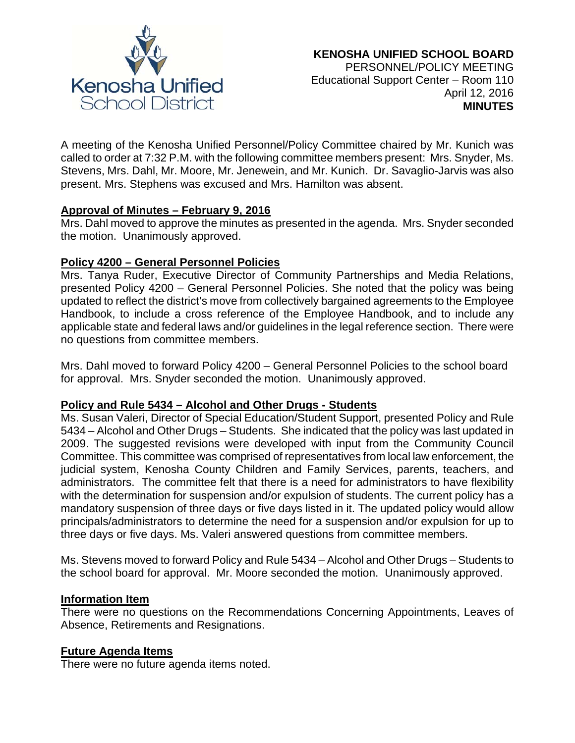Kenosha Unified School District

**KENOSHA UNIFIED SCHOOL BOARD**
PERSONNEL/POLICY MEETING
Educational Support Center – Room 110
April 12, 2016
**MINUTES**

A meeting of the Kenosha Unified Personnel/Policy Committee chaired by Mr. Kunich was called to order at 7:32 P.M. with the following committee members present: Mrs. Snyder, Ms. Stevens, Mrs. Dahl, Mr. Moore, Mr. Jenewein, and Mr. Kunich. Dr. Savaglio-Jarvis was also present. Mrs. Stephens was excused and Mrs. Hamilton was absent.

**Approval of Minutes – February 9, 2016**

Mrs. Dahl moved to approve the minutes as presented in the agenda. Mrs. Snyder seconded the motion. Unanimously approved.

**Policy 4200 – General Personnel Policies**

Mrs. Tanya Ruder, Executive Director of Community Partnerships and Media Relations, presented Policy 4200 – General Personnel Policies. She noted that the policy was being updated to reflect the district's move from collectively bargained agreements to the Employee Handbook, to include a cross reference of the Employee Handbook, and to include any applicable state and federal laws and/or guidelines in the legal reference section. There were no questions from committee members.

Mrs. Dahl moved to forward Policy 4200 – General Personnel Policies to the school board for approval. Mrs. Snyder seconded the motion. Unanimously approved.

**Policy and Rule 5434 – Alcohol and Other Drugs - Students**

Ms. Susan Valeri, Director of Special Education/Student Support, presented Policy and Rule 5434 – Alcohol and Other Drugs – Students. She indicated that the policy was last updated in 2009. The suggested revisions were developed with input from the Community Council Committee. This committee was comprised of representatives from local law enforcement, the judicial system, Kenosha County Children and Family Services, parents, teachers, and administrators. The committee felt that there is a need for administrators to have flexibility with the determination for suspension and/or expulsion of students. The current policy has a mandatory suspension of three days or five days listed in it. The updated policy would allow principals/administrators to determine the need for a suspension and/or expulsion for up to three days or five days. Ms. Valeri answered questions from committee members.

Ms. Stevens moved to forward Policy and Rule 5434 – Alcohol and Other Drugs – Students to the school board for approval. Mr. Moore seconded the motion. Unanimously approved.

**Information Item**

There were no questions on the Recommendations Concerning Appointments, Leaves of Absence, Retirements and Resignations.

**Future Agenda Items**

There were no future agenda items noted.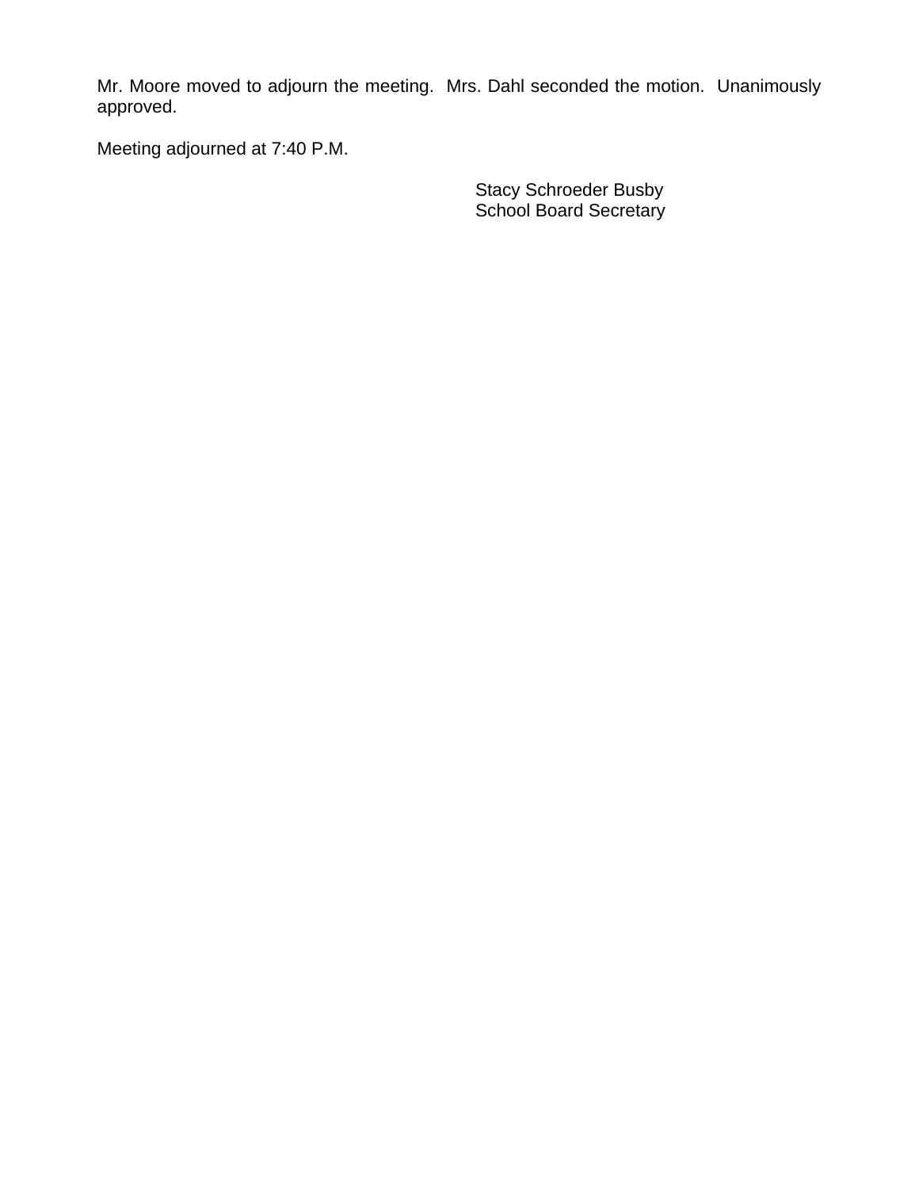Mr. Moore moved to adjourn the meeting. Mrs. Dahl seconded the motion. Unanimously approved.

Meeting adjourned at 7:40 P.M.

Stacy Schroeder Busby
School Board Secretary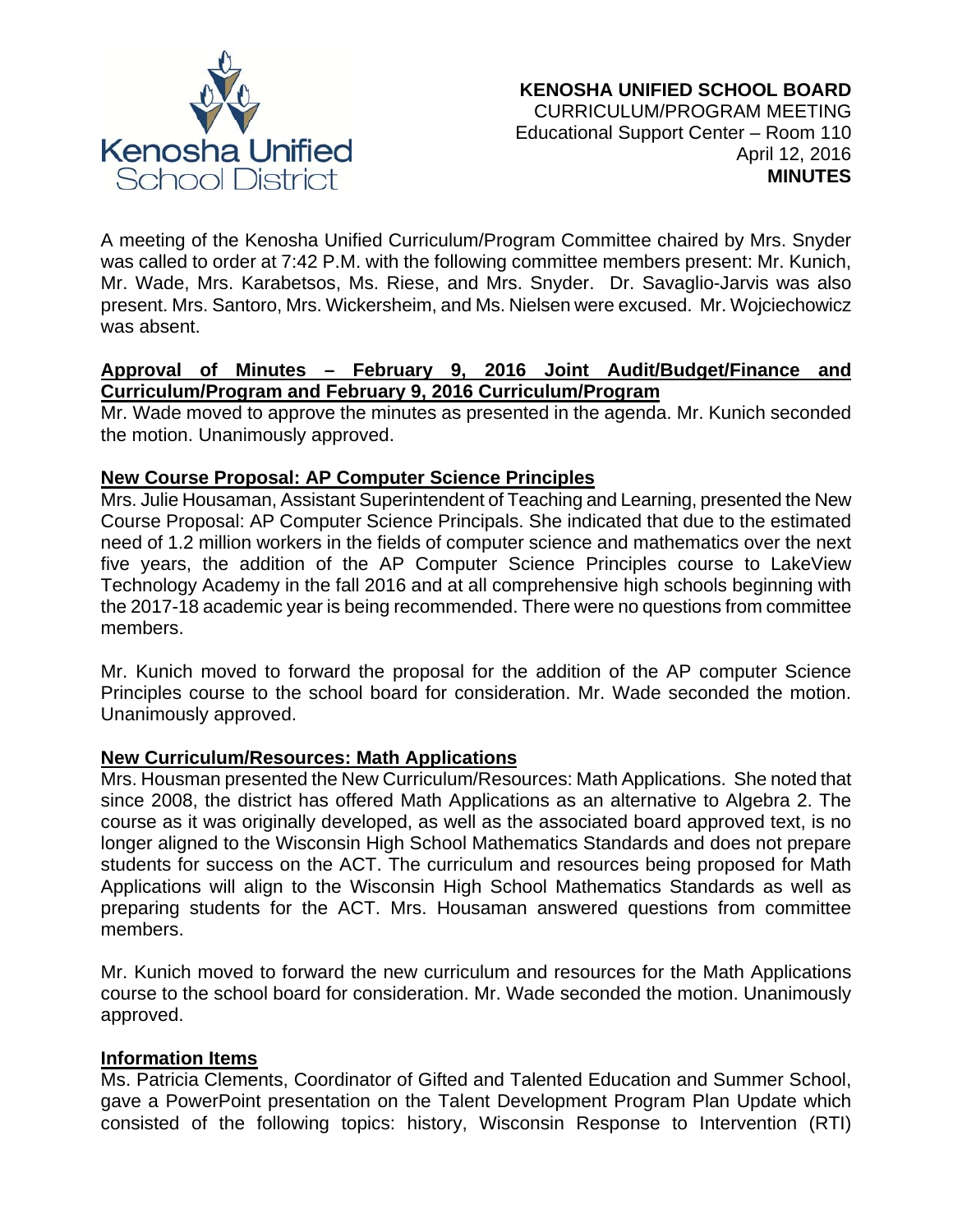**KENOSHA UNIFIED SCHOOL BOARD**
CURRICULUM/PROGRAM MEETING
Educational Support Center – Room 110
April 12, 2016
**MINUTES**

A meeting of the Kenosha Unified Curriculum/Program Committee chaired by Mrs. Snyder was called to order at 7:42 P.M. with the following committee members present: Mr. Kunich, Mr. Wade, Mrs. Karabetsos, Ms. Riese, and Mrs. Snyder. Dr. Savaglio-Jarvis was also present. Mrs. Santoro, Mrs. Wickersheim, and Ms. Nielsen were excused. Mr. Wojciechowicz was absent.

**Approval of Minutes – February 9, 2016 Joint Audit/Budget/Finance and Curriculum/Program and February 9, 2016 Curriculum/Program**

Mr. Wade moved to approve the minutes as presented in the agenda. Mr. Kunich seconded the motion. Unanimously approved.

**New Course Proposal: AP Computer Science Principles**

Mrs. Julie Housaman, Assistant Superintendent of Teaching and Learning, presented the New Course Proposal: AP Computer Science Principals. She indicated that due to the estimated need of 1.2 million workers in the fields of computer science and mathematics over the next five years, the addition of the AP Computer Science Principles course to LakeView Technology Academy in the fall 2016 and at all comprehensive high schools beginning with the 2017-18 academic year is being recommended. There were no questions from committee members.

Mr. Kunich moved to forward the proposal for the addition of the AP computer Science Principles course to the school board for consideration. Mr. Wade seconded the motion. Unanimously approved.

**New Curriculum/Resources: Math Applications**

Mrs. Housman presented the New Curriculum/Resources: Math Applications. She noted that since 2008, the district has offered Math Applications as an alternative to Algebra 2. The course as it was originally developed, as well as the associated board approved text, is no longer aligned to the Wisconsin High School Mathematics Standards and does not prepare students for success on the ACT. The curriculum and resources being proposed for Math Applications will align to the Wisconsin High School Mathematics Standards as well as preparing students for the ACT. Mrs. Housaman answered questions from committee members.

Mr. Kunich moved to forward the new curriculum and resources for the Math Applications course to the school board for consideration. Mr. Wade seconded the motion. Unanimously approved.

**Information Items**

Ms. Patricia Clements, Coordinator of Gifted and Talented Education and Summer School, gave a PowerPoint presentation on the Talent Development Program Plan Update which consisted of the following topics: history, Wisconsin Response to Intervention (RTI)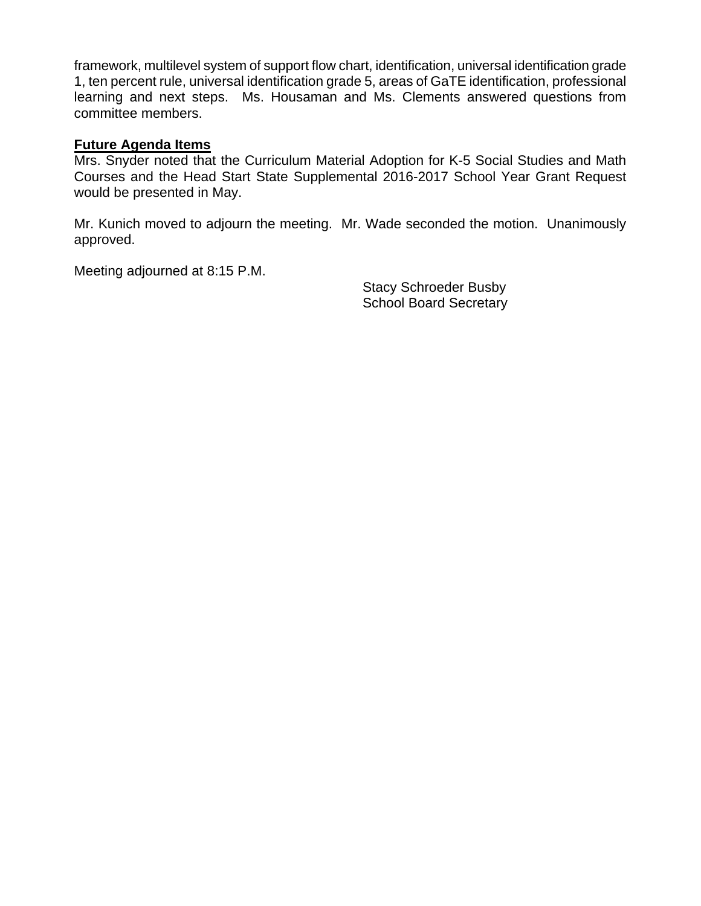framework, multilevel system of support flow chart, identification, universal identification grade 1, ten percent rule, universal identification grade 5, areas of GaTE identification, professional learning and next steps. Ms. Housaman and Ms. Clements answered questions from committee members.

**Future Agenda Items**

Mrs. Snyder noted that the Curriculum Material Adoption for K-5 Social Studies and Math Courses and the Head Start State Supplemental 2016-2017 School Year Grant Request would be presented in May.

Mr. Kunich moved to adjourn the meeting. Mr. Wade seconded the motion. Unanimously approved.

Meeting adjourned at 8:15 P.M.

Stacy Schroeder Busby
School Board Secretary